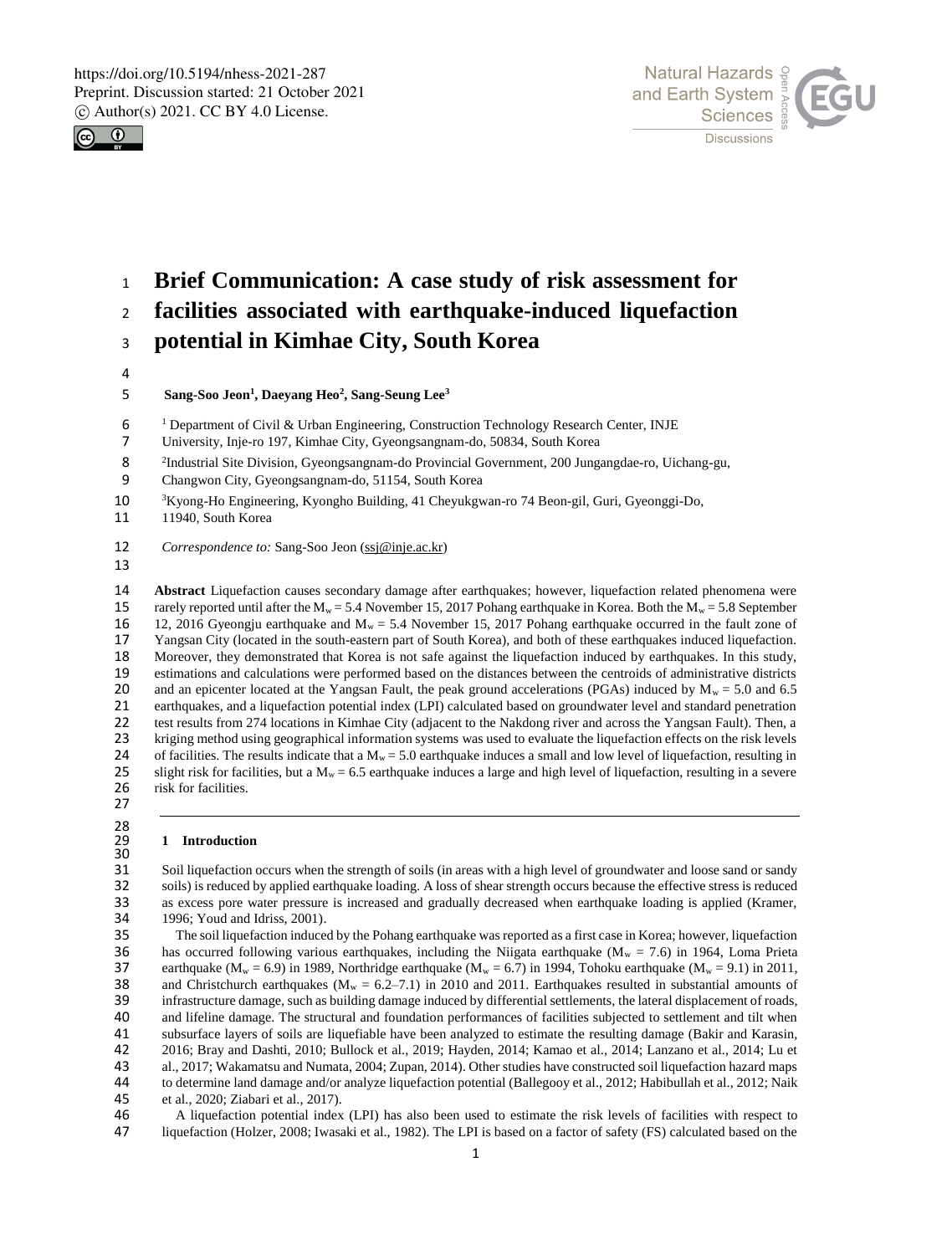# Brief Communication: A case study of risk assessment for facilities associated with earthquake-induced liquefaction potential in Kimhae City, South Korea

**Sang-Soo Jeon[1], Daeyang Heo[2], Sang-Seung Lee[3]**

[1] Department of Civil & Urban Engineering, Construction Technology Research Center, INJE University, Inje-ro 197, Kimhae City, Gyeongsangnam-do, 50834, South Korea

[2]Industrial Site Division, Gyeongsangnam-do Provincial Government, 200 Jungangdae-ro, Uichang-gu, Changwon City, Gyeongsangnam-do, 51154, South Korea

[3]Kyong-Ho Engineering, Kyongho Building, 41 Cheyukgwan-ro 74 Beon-gil, Guri, Gyeonggi-Do, 11940, South Korea

*Correspondence to:* Sang-Soo Jeon (ssj@inje.ac.kr)

**Abstract** Liquefaction causes secondary damage after earthquakes; however, liquefaction related phenomena were rarely reported until after the $M_w = 5.4$ November 15, 2017 Pohang earthquake in Korea. Both the $M_w = 5.8$ September 12, 2016 Gyeongju earthquake and $M_w = 5.4$ November 15, 2017 Pohang earthquake occurred in the fault zone of Yangsan City (located in the south-eastern part of South Korea), and both of these earthquakes induced liquefaction. Moreover, they demonstrated that Korea is not safe against the liquefaction induced by earthquakes. In this study, estimations and calculations were performed based on the distances between the centroids of administrative districts and an epicenter located at the Yangsan Fault, the peak ground accelerations (PGAs) induced by $M_w = 5.0$ and 6.5 earthquakes, and a liquefaction potential index (LPI) calculated based on groundwater level and standard penetration test results from 274 locations in Kimhae City (adjacent to the Nakdong river and across the Yangsan Fault). Then, a kriging method using geographical information systems was used to evaluate the liquefaction effects on the risk levels of facilities. The results indicate that a $M_w = 5.0$ earthquake induces a small and low level of liquefaction, resulting in slight risk for facilities, but a $M_w = 6.5$ earthquake induces a large and high level of liquefaction, resulting in a severe risk for facilities.

## 1 Introduction

Soil liquefaction occurs when the strength of soils (in areas with a high level of groundwater and loose sand or sandy soils) is reduced by applied earthquake loading. A loss of shear strength occurs because the effective stress is reduced as excess pore water pressure is increased and gradually decreased when earthquake loading is applied (Kramer, 1996; Youd and Idriss, 2001).

The soil liquefaction induced by the Pohang earthquake was reported as a first case in Korea; however, liquefaction has occurred following various earthquakes, including the Niigata earthquake ($M_w = 7.6$) in 1964, Loma Prieta earthquake ($M_w = 6.9$) in 1989, Northridge earthquake ($M_w = 6.7$) in 1994, Tohoku earthquake ($M_w = 9.1$) in 2011, and Christchurch earthquakes ($M_w = 6.2$–$7.1$) in 2010 and 2011. Earthquakes resulted in substantial amounts of infrastructure damage, such as building damage induced by differential settlements, the lateral displacement of roads, and lifeline damage. The structural and foundation performances of facilities subjected to settlement and tilt when subsurface layers of soils are liquefiable have been analyzed to estimate the resulting damage (Bakir and Karasin, 2016; Bray and Dashti, 2010; Bullock et al., 2019; Hayden, 2014; Kamao et al., 2014; Lanzano et al., 2014; Lu et al., 2017; Wakamatsu and Numata, 2004; Zupan, 2014). Other studies have constructed soil liquefaction hazard maps to determine land damage and/or analyze liquefaction potential (Ballegooy et al., 2012; Habibullah et al., 2012; Naik et al., 2020; Ziabari et al., 2017).

A liquefaction potential index (LPI) has also been used to estimate the risk levels of facilities with respect to liquefaction (Holzer, 2008; Iwasaki et al., 1982). The LPI is based on a factor of safety (FS) calculated based on the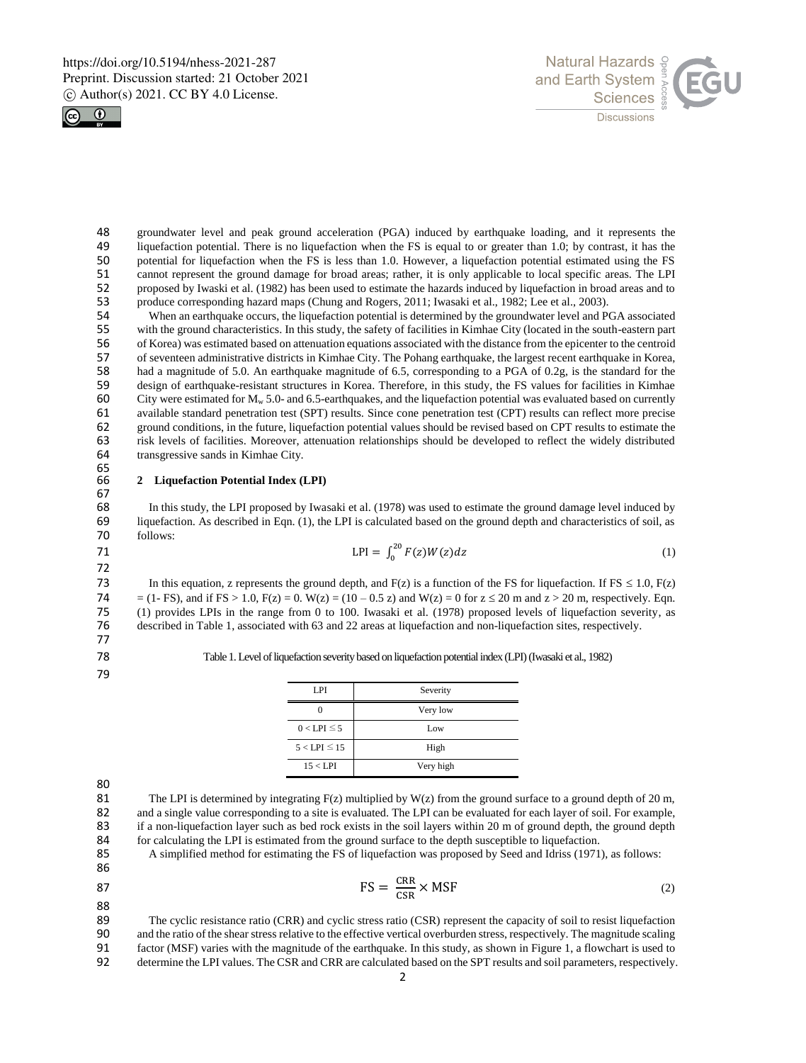groundwater level and peak ground acceleration (PGA) induced by earthquake loading, and it represents the liquefaction potential. There is no liquefaction when the FS is equal to or greater than 1.0; by contrast, it has the potential for liquefaction when the FS is less than 1.0. However, a liquefaction potential estimated using the FS cannot represent the ground damage for broad areas; rather, it is only applicable to local specific areas. The LPI proposed by Iwaski et al. (1982) has been used to estimate the hazards induced by liquefaction in broad areas and to produce corresponding hazard maps (Chung and Rogers, 2011; Iwasaki et al., 1982; Lee et al., 2003).

When an earthquake occurs, the liquefaction potential is determined by the groundwater level and PGA associated with the ground characteristics. In this study, the safety of facilities in Kimhae City (located in the south-eastern part of Korea) was estimated based on attenuation equations associated with the distance from the epicenter to the centroid of seventeen administrative districts in Kimhae City. The Pohang earthquake, the largest recent earthquake in Korea, had a magnitude of 5.0. An earthquake magnitude of 6.5, corresponding to a PGA of 0.2g, is the standard for the design of earthquake-resistant structures in Korea. Therefore, in this study, the FS values for facilities in Kimhae City were estimated for $M_w$ 5.0- and 6.5-earthquakes, and the liquefaction potential was evaluated based on currently available standard penetration test (SPT) results. Since cone penetration test (CPT) results can reflect more precise ground conditions, in the future, liquefaction potential values should be revised based on CPT results to estimate the risk levels of facilities. Moreover, attenuation relationships should be developed to reflect the widely distributed transgressive sands in Kimhae City.

## 2 Liquefaction Potential Index (LPI)

In this study, the LPI proposed by Iwasaki et al. (1978) was used to estimate the ground damage level induced by liquefaction. As described in Eqn. (1), the LPI is calculated based on the ground depth and characteristics of soil, as follows:

$$\mathrm{LPI} = \int_0^{20} F(z)W(z)dz \tag{1}$$

In this equation, z represents the ground depth, and F(z) is a function of the FS for liquefaction. If FS ≤ 1.0, F(z) = (1- FS), and if FS > 1.0, F(z) = 0. W(z) = (10 – 0.5 z) and W(z) = 0 for z ≤ 20 m and z > 20 m, respectively. Eqn. (1) provides LPIs in the range from 0 to 100. Iwasaki et al. (1978) proposed levels of liquefaction severity, as described in Table 1, associated with 63 and 22 areas at liquefaction and non-liquefaction sites, respectively.

Table 1. Level of liquefaction severity based on liquefaction potential index (LPI) (Iwasaki et al., 1982)

| LPI | Severity |
|---|---|
| 0 | Very low |
| 0 < LPI ≤ 5 | Low |
| 5 < LPI ≤ 15 | High |
| 15 < LPI | Very high |

The LPI is determined by integrating F(z) multiplied by W(z) from the ground surface to a ground depth of 20 m, and a single value corresponding to a site is evaluated. The LPI can be evaluated for each layer of soil. For example, if a non-liquefaction layer such as bed rock exists in the soil layers within 20 m of ground depth, the ground depth for calculating the LPI is estimated from the ground surface to the depth susceptible to liquefaction.

A simplified method for estimating the FS of liquefaction was proposed by Seed and Idriss (1971), as follows:

$$\mathrm{FS} = \frac{\mathrm{CRR}}{\mathrm{CSR}} \times \mathrm{MSF} \tag{2}$$

The cyclic resistance ratio (CRR) and cyclic stress ratio (CSR) represent the capacity of soil to resist liquefaction and the ratio of the shear stress relative to the effective vertical overburden stress, respectively. The magnitude scaling factor (MSF) varies with the magnitude of the earthquake. In this study, as shown in Figure 1, a flowchart is used to determine the LPI values. The CSR and CRR are calculated based on the SPT results and soil parameters, respectively.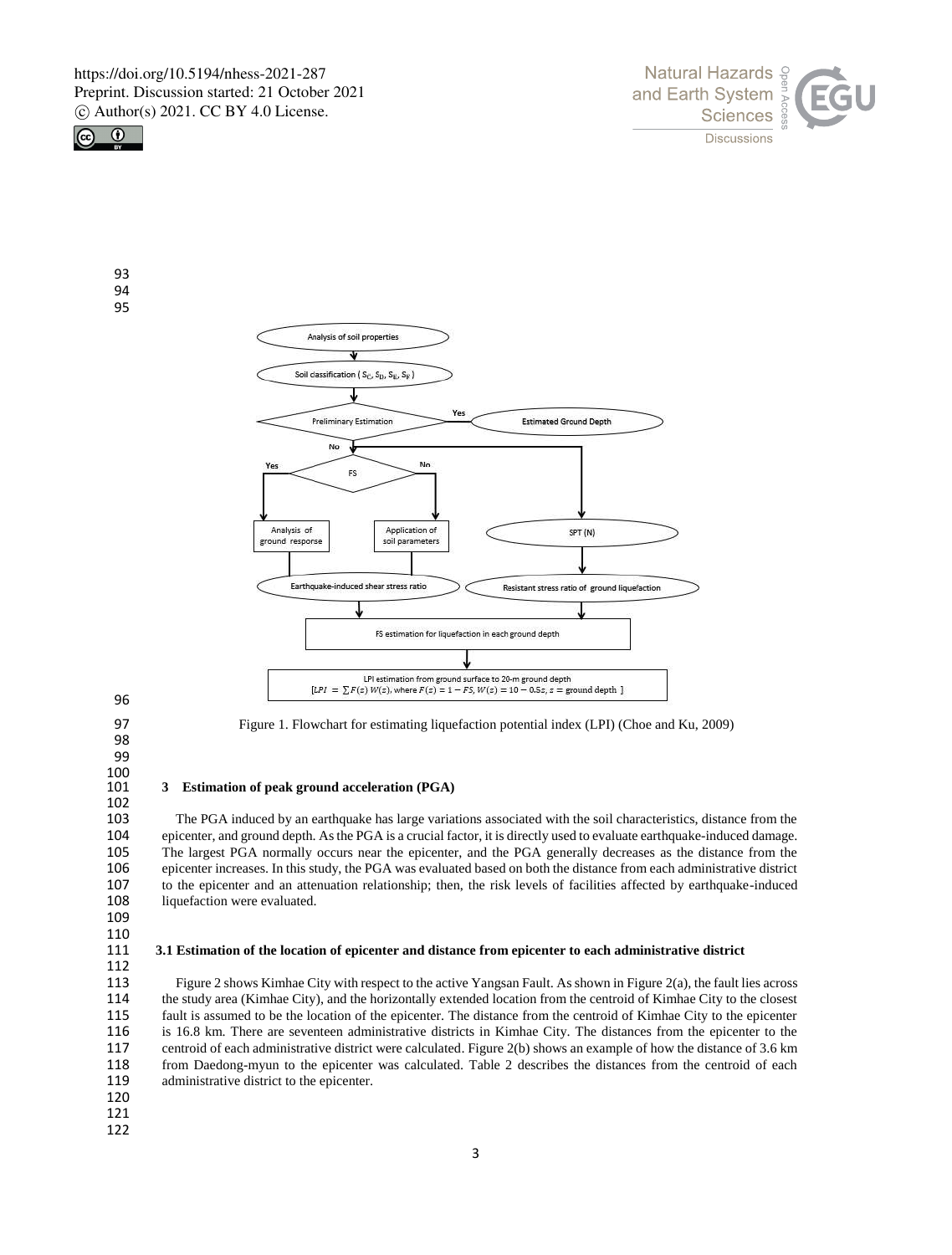Figure 1. Flowchart for estimating liquefaction potential index (LPI) (Choe and Ku, 2009)

## 3 Estimation of peak ground acceleration (PGA)

The PGA induced by an earthquake has large variations associated with the soil characteristics, distance from the epicenter, and ground depth. As the PGA is a crucial factor, it is directly used to evaluate earthquake-induced damage. The largest PGA normally occurs near the epicenter, and the PGA generally decreases as the distance from the epicenter increases. In this study, the PGA was evaluated based on both the distance from each administrative district to the epicenter and an attenuation relationship; then, the risk levels of facilities affected by earthquake-induced liquefaction were evaluated.

### 3.1 Estimation of the location of epicenter and distance from epicenter to each administrative district

Figure 2 shows Kimhae City with respect to the active Yangsan Fault. As shown in Figure 2(a), the fault lies across the study area (Kimhae City), and the horizontally extended location from the centroid of Kimhae City to the closest fault is assumed to be the location of the epicenter. The distance from the centroid of Kimhae City to the epicenter is 16.8 km. There are seventeen administrative districts in Kimhae City. The distances from the epicenter to the centroid of each administrative district were calculated. Figure 2(b) shows an example of how the distance of 3.6 km from Daedong-myun to the epicenter was calculated. Table 2 describes the distances from the centroid of each administrative district to the epicenter.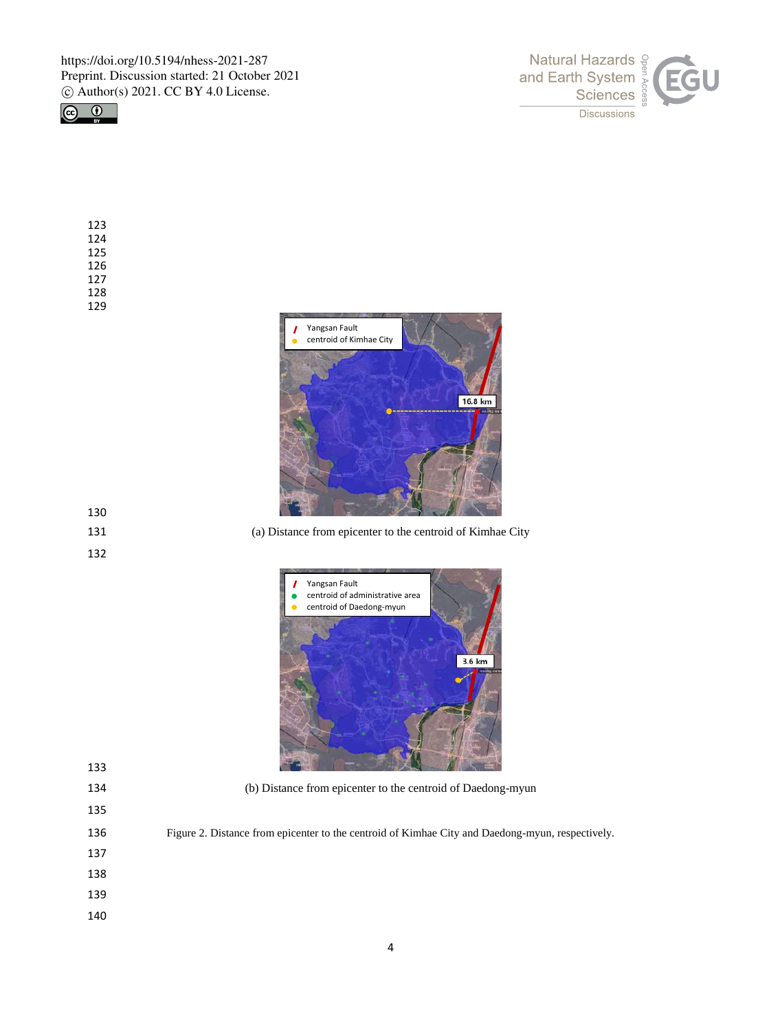(a) Distance from epicenter to the centroid of Kimhae City

(b) Distance from epicenter to the centroid of Daedong-myun

Figure 2. Distance from epicenter to the centroid of Kimhae City and Daedong-myun, respectively.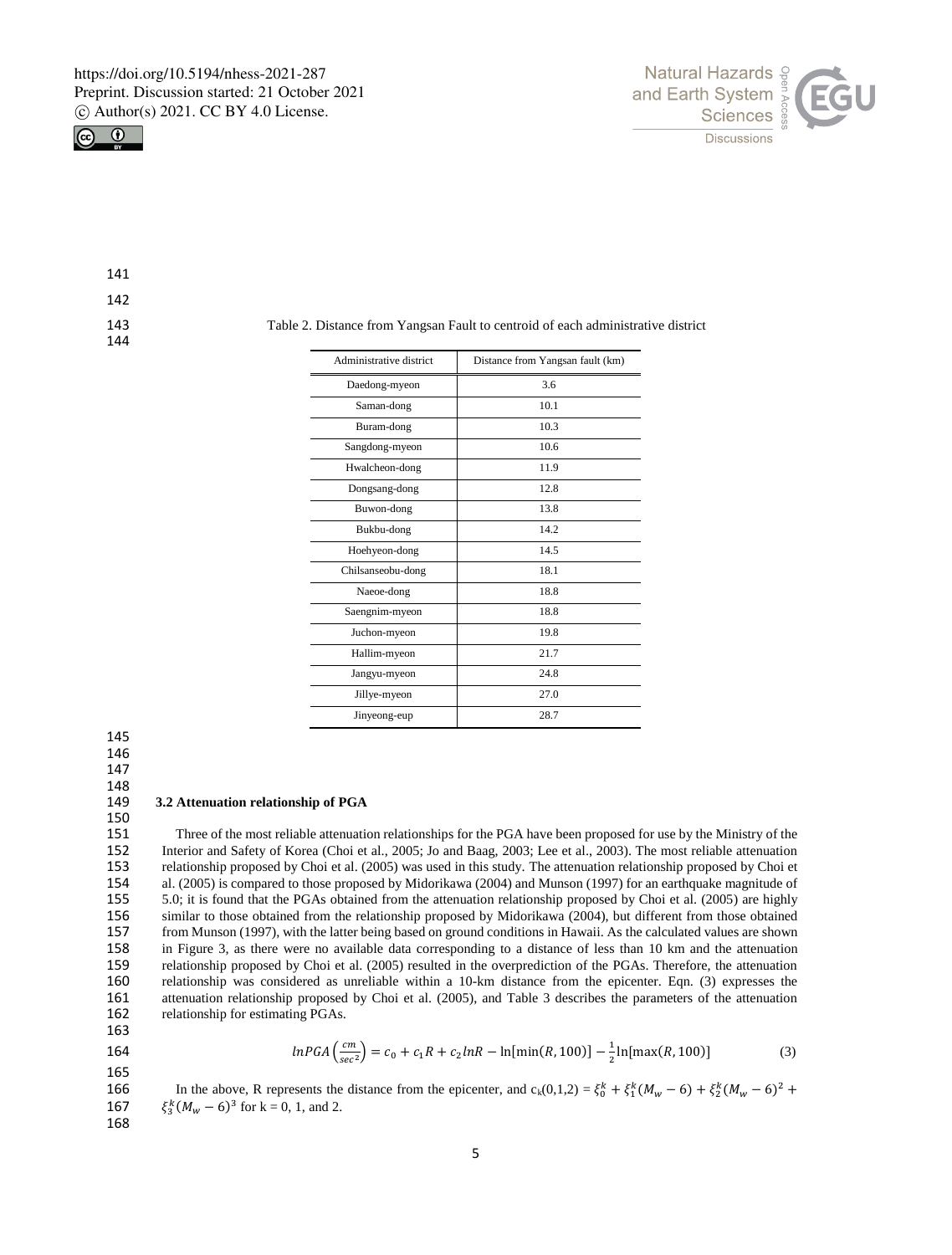Table 2. Distance from Yangsan Fault to centroid of each administrative district

| Administrative district | Distance from Yangsan fault (km) |
| --- | --- |
| Daedong-myeon | 3.6 |
| Saman-dong | 10.1 |
| Buram-dong | 10.3 |
| Sangdong-myeon | 10.6 |
| Hwalcheon-dong | 11.9 |
| Dongsang-dong | 12.8 |
| Buwon-dong | 13.8 |
| Bukbu-dong | 14.2 |
| Hoehyeon-dong | 14.5 |
| Chilsanseobu-dong | 18.1 |
| Naeoe-dong | 18.8 |
| Saengnim-myeon | 18.8 |
| Juchon-myeon | 19.8 |
| Hallim-myeon | 21.7 |
| Jangyu-myeon | 24.8 |
| Jillye-myeon | 27.0 |
| Jinyeong-eup | 28.7 |

### 3.2 Attenuation relationship of PGA

Three of the most reliable attenuation relationships for the PGA have been proposed for use by the Ministry of the Interior and Safety of Korea (Choi et al., 2005; Jo and Baag, 2003; Lee et al., 2003). The most reliable attenuation relationship proposed by Choi et al. (2005) was used in this study. The attenuation relationship proposed by Choi et al. (2005) is compared to those proposed by Midorikawa (2004) and Munson (1997) for an earthquake magnitude of 5.0; it is found that the PGAs obtained from the attenuation relationship proposed by Choi et al. (2005) are highly similar to those obtained from the relationship proposed by Midorikawa (2004), but different from those obtained from Munson (1997), with the latter being based on ground conditions in Hawaii. As the calculated values are shown in Figure 3, as there were no available data corresponding to a distance of less than 10 km and the attenuation relationship proposed by Choi et al. (2005) resulted in the overprediction of the PGAs. Therefore, the attenuation relationship was considered as unreliable within a 10-km distance from the epicenter. Eqn. (3) expresses the attenuation relationship proposed by Choi et al. (2005), and Table 3 describes the parameters of the attenuation relationship for estimating PGAs.

$$lnPGA\left(\frac{cm}{sec^2}\right) = c_0 + c_1 R + c_2 lnR - \ln[\min(R, 100)] - \frac{1}{2}\ln[\max(R, 100)] \tag{3}$$

In the above, R represents the distance from the epicenter, and $c_k(0,1,2) = \xi_0^k + \xi_1^k(M_w - 6) + \xi_2^k(M_w - 6)^2 + \xi_3^k(M_w - 6)^3$ for k = 0, 1, and 2.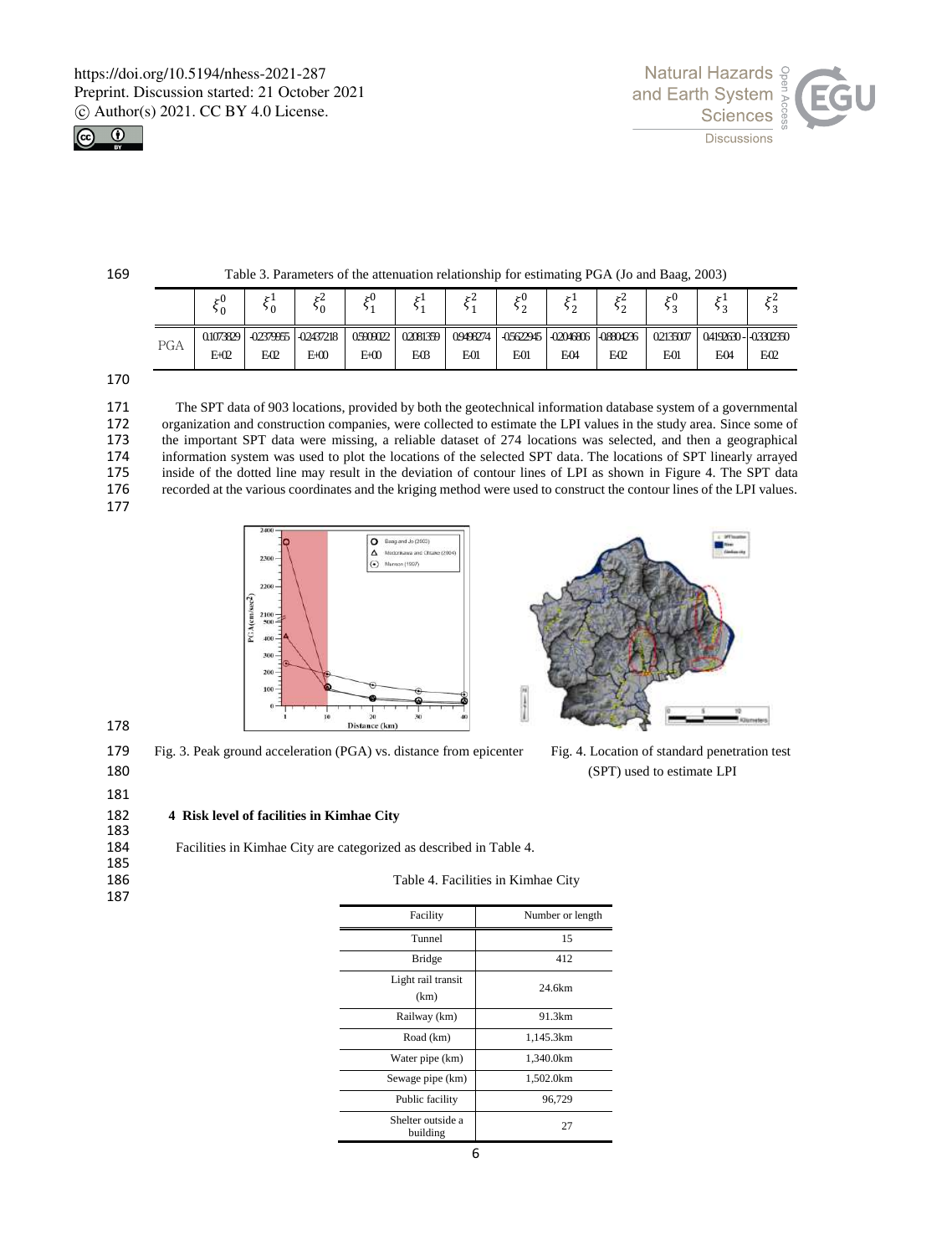Table 3. Parameters of the attenuation relationship for estimating PGA (Jo and Baag, 2003)

| | $\xi_0^0$ | $\xi_0^1$ | $\xi_0^2$ | $\xi_1^0$ | $\xi_1^1$ | $\xi_1^2$ | $\xi_2^0$ | $\xi_2^1$ | $\xi_2^2$ | $\xi_3^0$ | $\xi_3^1$ | $\xi_3^2$ |
|---|---|---|---|---|---|---|---|---|---|---|---|---|
| PGA | 0.1073829 E+02 | -0.2379955 E-02 | -0.2437218 E+00 | 0.5909022 E+00 | 0.2081359 E-03 | 0.9498274 E-01 | -0.5622945 E-01 | -0.2046806 E-04 | -0.8804236 E-02 | 0.2135007 E-01 | 0.4192630 E-04 | -0.3302350 E-02 |

The SPT data of 903 locations, provided by both the geotechnical information database system of a governmental organization and construction companies, were collected to estimate the LPI values in the study area. Since some of the important SPT data were missing, a reliable dataset of 274 locations was selected, and then a geographical information system was used to plot the locations of the selected SPT data. The locations of SPT linearly arrayed inside of the dotted line may result in the deviation of contour lines of LPI as shown in Figure 4. The SPT data recorded at the various coordinates and the kriging method were used to construct the contour lines of the LPI values.

Fig. 3. Peak ground acceleration (PGA) vs. distance from epicenter

Fig. 4. Location of standard penetration test (SPT) used to estimate LPI

## 4 Risk level of facilities in Kimhae City

Facilities in Kimhae City are categorized as described in Table 4.

Table 4. Facilities in Kimhae City

| Facility | Number or length |
|---|---|
| Tunnel | 15 |
| Bridge | 412 |
| Light rail transit (km) | 24.6km |
| Railway (km) | 91.3km |
| Road (km) | 1,145.3km |
| Water pipe (km) | 1,340.0km |
| Sewage pipe (km) | 1,502.0km |
| Public facility | 96,729 |
| Shelter outside a building | 27 |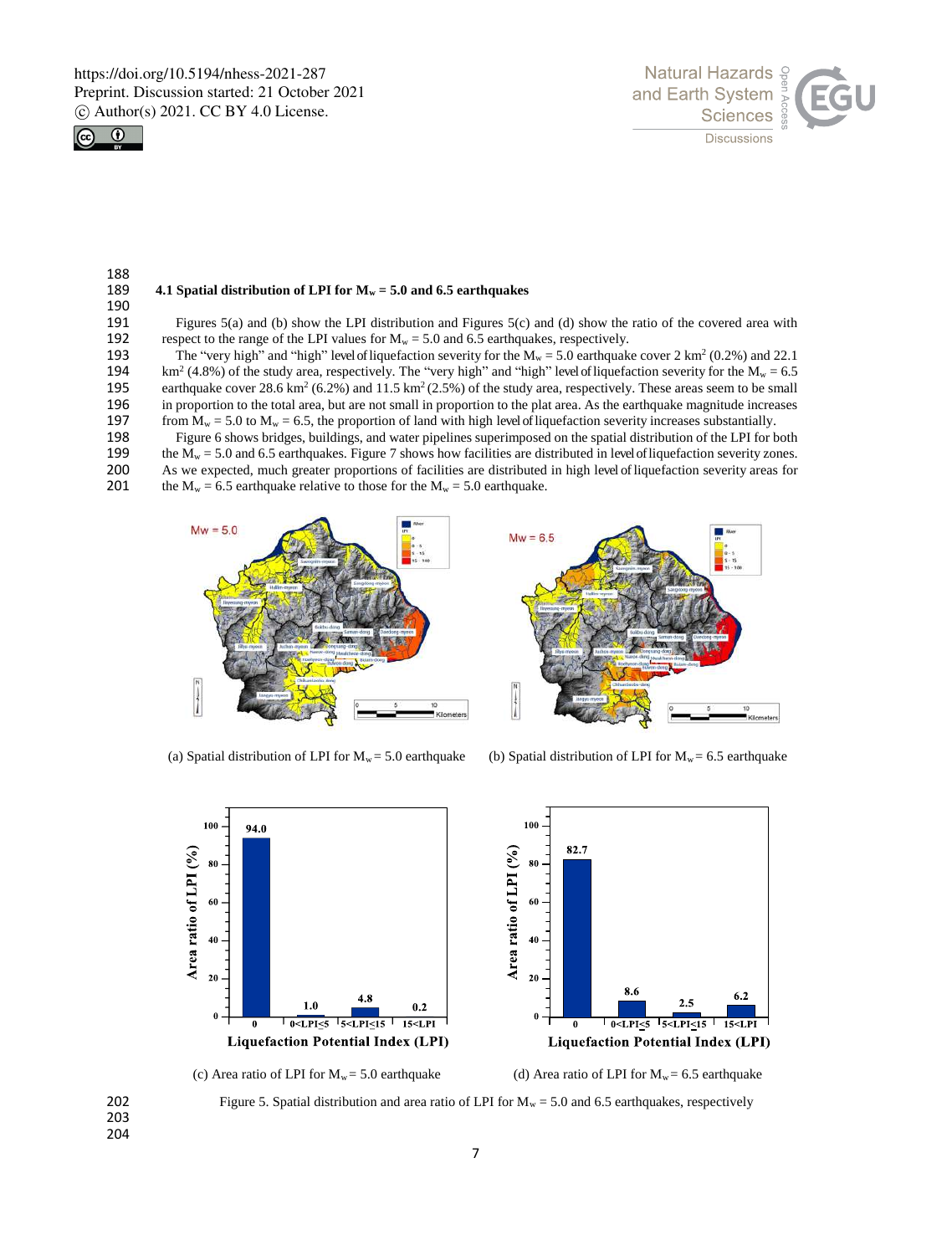### 4.1 Spatial distribution of LPI for $M_w = 5.0$ and 6.5 earthquakes

Figures 5(a) and (b) show the LPI distribution and Figures 5(c) and (d) show the ratio of the covered area with respect to the range of the LPI values for $M_w = 5.0$ and 6.5 earthquakes, respectively.

The "very high" and "high" level of liquefaction severity for the $M_w = 5.0$ earthquake cover 2 $km^2$ (0.2%) and 22.1 $km^2$ (4.8%) of the study area, respectively. The "very high" and "high" level of liquefaction severity for the $M_w = 6.5$ earthquake cover 28.6 $km^2$ (6.2%) and 11.5 $km^2$ (2.5%) of the study area, respectively. These areas seem to be small in proportion to the total area, but are not small in proportion to the plat area. As the earthquake magnitude increases from $M_w = 5.0$ to $M_w = 6.5$, the proportion of land with high level of liquefaction severity increases substantially.

Figure 6 shows bridges, buildings, and water pipelines superimposed on the spatial distribution of the LPI for both the $M_w = 5.0$ and 6.5 earthquakes. Figure 7 shows how facilities are distributed in level of liquefaction severity zones. As we expected, much greater proportions of facilities are distributed in high level of liquefaction severity areas for the $M_w = 6.5$ earthquake relative to those for the $M_w = 5.0$ earthquake.

(a) Spatial distribution of LPI for $M_w = 5.0$ earthquake

(b) Spatial distribution of LPI for $M_w = 6.5$ earthquake

(c) Area ratio of LPI for $M_w = 5.0$ earthquake

(d) Area ratio of LPI for $M_w = 6.5$ earthquake

Figure 5. Spatial distribution and area ratio of LPI for $M_w = 5.0$ and 6.5 earthquakes, respectively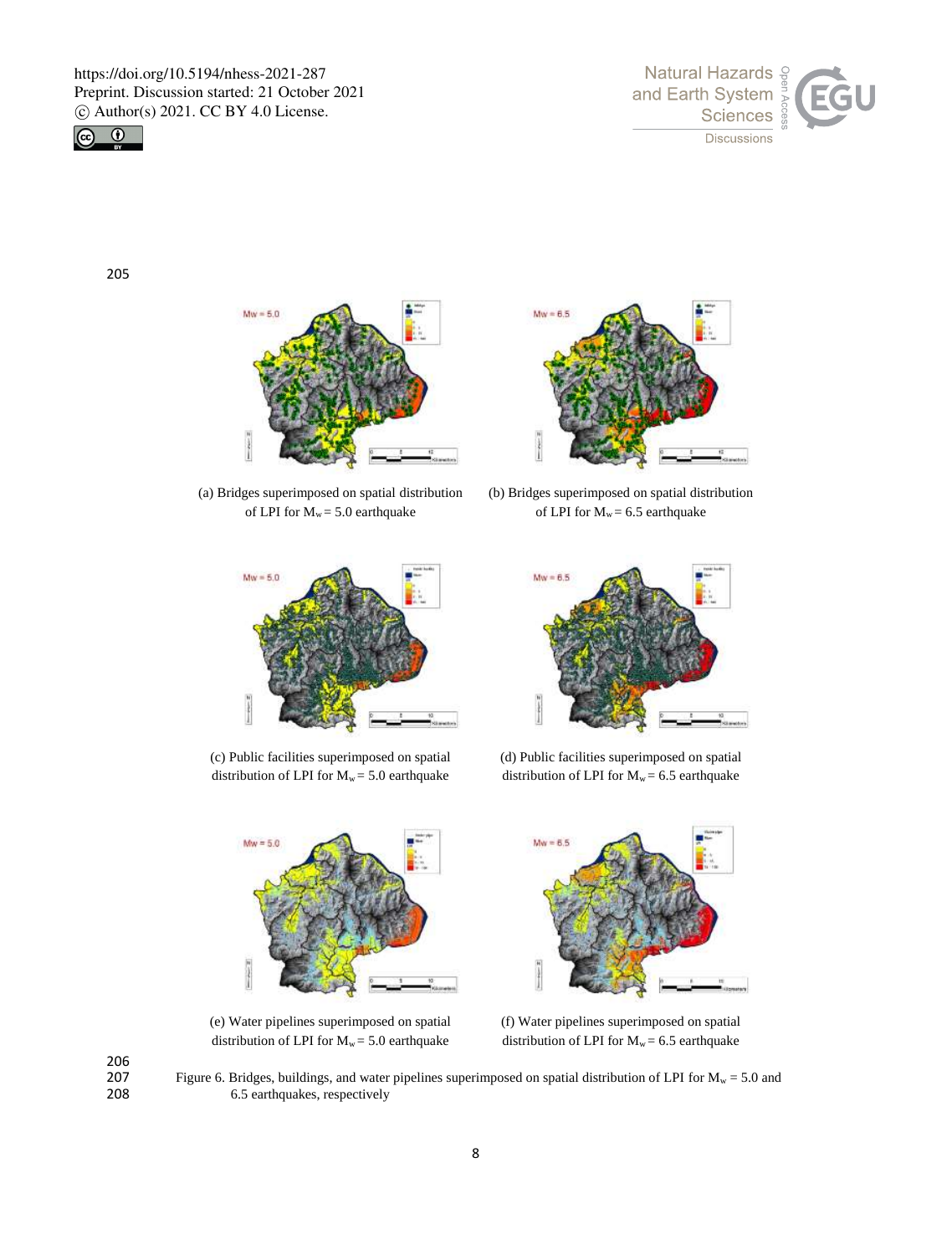(a) Bridges superimposed on spatial distribution of LPI for $M_w = 5.0$ earthquake

(b) Bridges superimposed on spatial distribution of LPI for $M_w = 6.5$ earthquake

(c) Public facilities superimposed on spatial distribution of LPI for $M_w = 5.0$ earthquake

(d) Public facilities superimposed on spatial distribution of LPI for $M_w = 6.5$ earthquake

(e) Water pipelines superimposed on spatial distribution of LPI for $M_w = 5.0$ earthquake

(f) Water pipelines superimposed on spatial distribution of LPI for $M_w = 6.5$ earthquake

Figure 6. Bridges, buildings, and water pipelines superimposed on spatial distribution of LPI for $M_w = 5.0$ and 6.5 earthquakes, respectively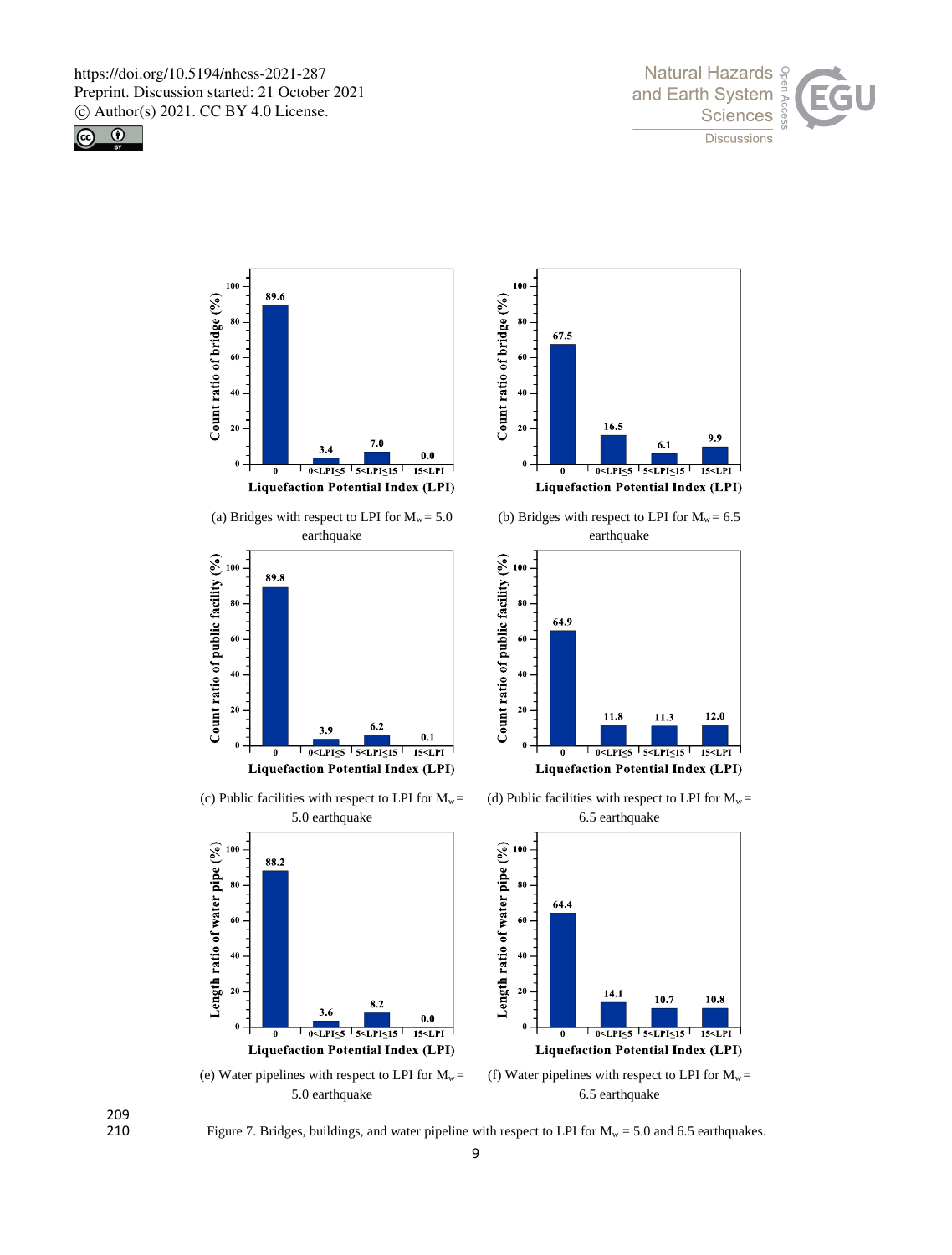(a) Bridges with respect to LPI for $M_w = 5.0$ earthquake

(b) Bridges with respect to LPI for $M_w = 6.5$ earthquake

(c) Public facilities with respect to LPI for $M_w = 5.0$ earthquake

(d) Public facilities with respect to LPI for $M_w = 6.5$ earthquake

(e) Water pipelines with respect to LPI for $M_w = 5.0$ earthquake

(f) Water pipelines with respect to LPI for $M_w = 6.5$ earthquake

Figure 7. Bridges, buildings, and water pipeline with respect to LPI for $M_w = 5.0$ and 6.5 earthquakes.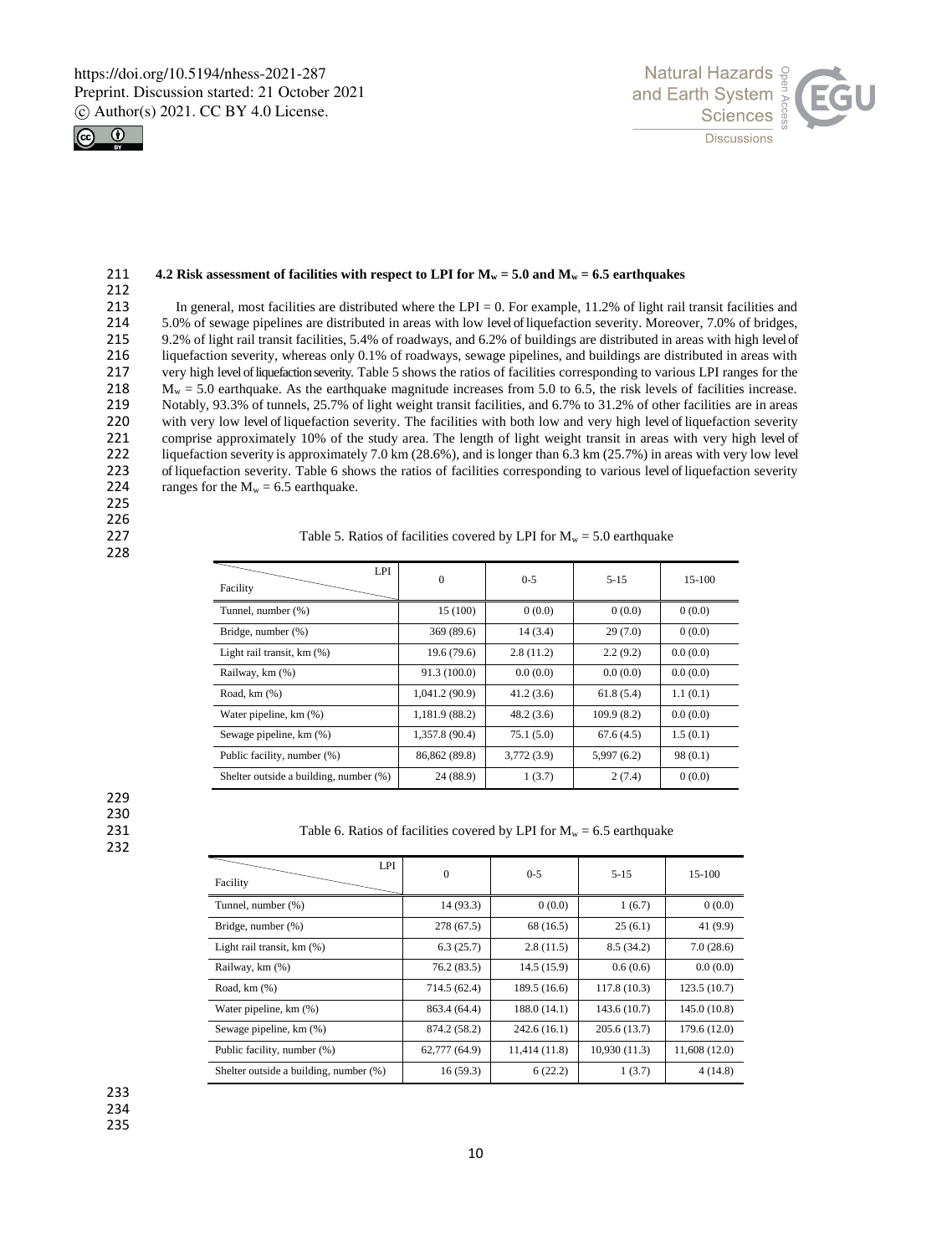### 4.2 Risk assessment of facilities with respect to LPI for $M_w = 5.0$ and $M_w = 6.5$ earthquakes

In general, most facilities are distributed where the LPI = 0. For example, 11.2% of light rail transit facilities and 5.0% of sewage pipelines are distributed in areas with low level of liquefaction severity. Moreover, 7.0% of bridges, 9.2% of light rail transit facilities, 5.4% of roadways, and 6.2% of buildings are distributed in areas with high level of liquefaction severity, whereas only 0.1% of roadways, sewage pipelines, and buildings are distributed in areas with very high level of liquefaction severity. Table 5 shows the ratios of facilities corresponding to various LPI ranges for the $M_w = 5.0$ earthquake. As the earthquake magnitude increases from 5.0 to 6.5, the risk levels of facilities increase. Notably, 93.3% of tunnels, 25.7% of light weight transit facilities, and 6.7% to 31.2% of other facilities are in areas with very low level of liquefaction severity. The facilities with both low and very high level of liquefaction severity comprise approximately 10% of the study area. The length of light weight transit in areas with very high level of liquefaction severity is approximately 7.0 km (28.6%), and is longer than 6.3 km (25.7%) in areas with very low level of liquefaction severity. Table 6 shows the ratios of facilities corresponding to various level of liquefaction severity ranges for the $M_w = 6.5$ earthquake.

Table 5. Ratios of facilities covered by LPI for $M_w = 5.0$ earthquake

| Facility \ LPI | 0 | 0-5 | 5-15 | 15-100 |
|---|---|---|---|---|
| Tunnel, number (%) | 15 (100) | 0 (0.0) | 0 (0.0) | 0 (0.0) |
| Bridge, number (%) | 369 (89.6) | 14 (3.4) | 29 (7.0) | 0 (0.0) |
| Light rail transit, km (%) | 19.6 (79.6) | 2.8 (11.2) | 2.2 (9.2) | 0.0 (0.0) |
| Railway, km (%) | 91.3 (100.0) | 0.0 (0.0) | 0.0 (0.0) | 0.0 (0.0) |
| Road, km (%) | 1,041.2 (90.9) | 41.2 (3.6) | 61.8 (5.4) | 1.1 (0.1) |
| Water pipeline, km (%) | 1,181.9 (88.2) | 48.2 (3.6) | 109.9 (8.2) | 0.0 (0.0) |
| Sewage pipeline, km (%) | 1,357.8 (90.4) | 75.1 (5.0) | 67.6 (4.5) | 1.5 (0.1) |
| Public facility, number (%) | 86,862 (89.8) | 3,772 (3.9) | 5,997 (6.2) | 98 (0.1) |
| Shelter outside a building, number (%) | 24 (88.9) | 1 (3.7) | 2 (7.4) | 0 (0.0) |

Table 6. Ratios of facilities covered by LPI for $M_w = 6.5$ earthquake

| Facility \ LPI | 0 | 0-5 | 5-15 | 15-100 |
|---|---|---|---|---|
| Tunnel, number (%) | 14 (93.3) | 0 (0.0) | 1 (6.7) | 0 (0.0) |
| Bridge, number (%) | 278 (67.5) | 68 (16.5) | 25 (6.1) | 41 (9.9) |
| Light rail transit, km (%) | 6.3 (25.7) | 2.8 (11.5) | 8.5 (34.2) | 7.0 (28.6) |
| Railway, km (%) | 76.2 (83.5) | 14.5 (15.9) | 0.6 (0.6) | 0.0 (0.0) |
| Road, km (%) | 714.5 (62.4) | 189.5 (16.6) | 117.8 (10.3) | 123.5 (10.7) |
| Water pipeline, km (%) | 863.4 (64.4) | 188.0 (14.1) | 143.6 (10.7) | 145.0 (10.8) |
| Sewage pipeline, km (%) | 874.2 (58.2) | 242.6 (16.1) | 205.6 (13.7) | 179.6 (12.0) |
| Public facility, number (%) | 62,777 (64.9) | 11,414 (11.8) | 10,930 (11.3) | 11,608 (12.0) |
| Shelter outside a building, number (%) | 16 (59.3) | 6 (22.2) | 1 (3.7) | 4 (14.8) |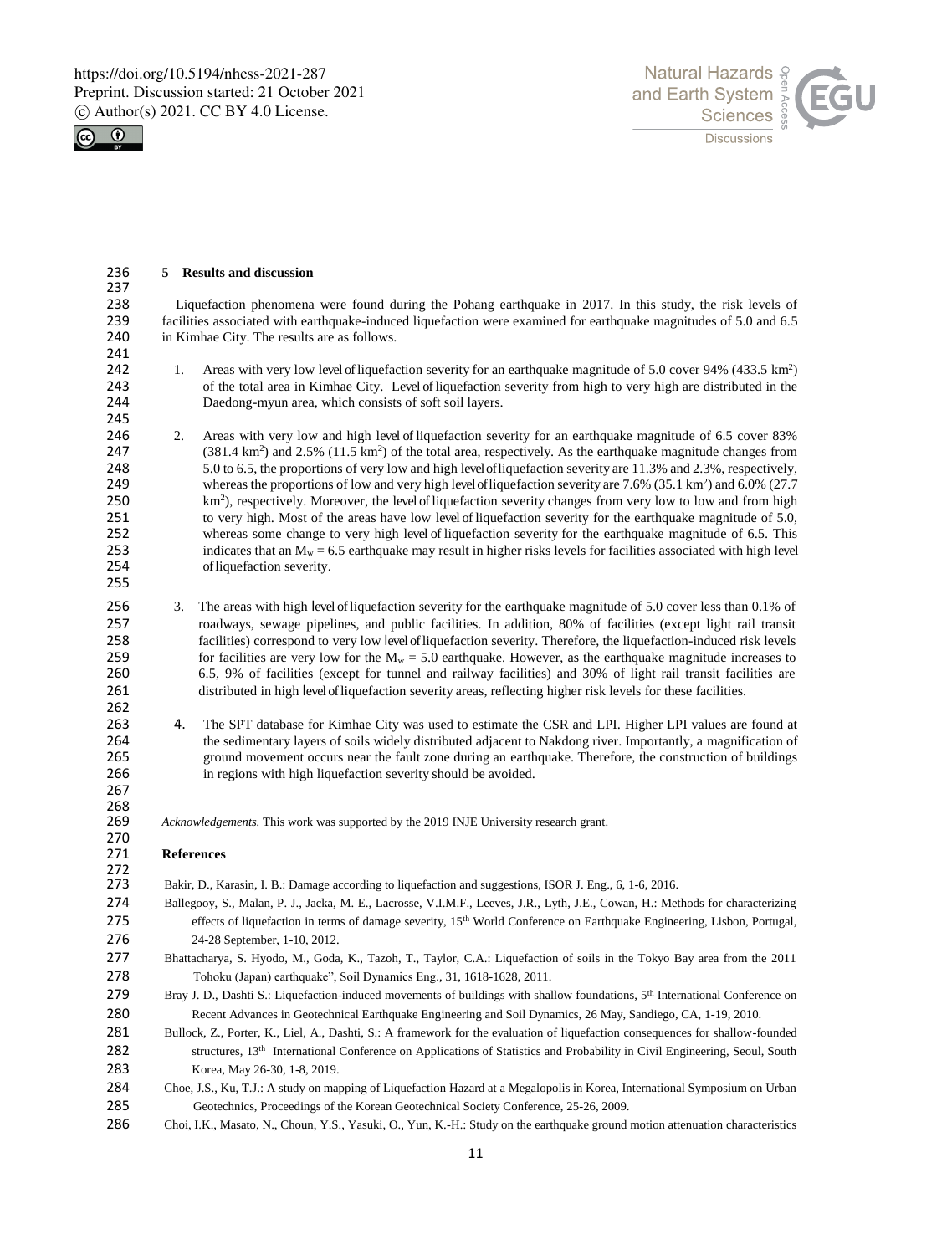## 5 Results and discussion

Liquefaction phenomena were found during the Pohang earthquake in 2017. In this study, the risk levels of facilities associated with earthquake-induced liquefaction were examined for earthquake magnitudes of 5.0 and 6.5 in Kimhae City. The results are as follows.

1. Areas with very low level of liquefaction severity for an earthquake magnitude of 5.0 cover 94% (433.5 $km^2$) of the total area in Kimhae City. Level of liquefaction severity from high to very high are distributed in the Daedong-myun area, which consists of soft soil layers.

2. Areas with very low and high level of liquefaction severity for an earthquake magnitude of 6.5 cover 83% (381.4 $km^2$) and 2.5% (11.5 $km^2$) of the total area, respectively. As the earthquake magnitude changes from 5.0 to 6.5, the proportions of very low and high level of liquefaction severity are 11.3% and 2.3%, respectively, whereas the proportions of low and very high level of liquefaction severity are 7.6% (35.1 $km^2$) and 6.0% (27.7 $km^2$), respectively. Moreover, the level of liquefaction severity changes from very low to low and from high to very high. Most of the areas have low level of liquefaction severity for the earthquake magnitude of 5.0, whereas some change to very high level of liquefaction severity for the earthquake magnitude of 6.5. This indicates that an $M_w = 6.5$ earthquake may result in higher risks levels for facilities associated with high level of liquefaction severity.

3. The areas with high level of liquefaction severity for the earthquake magnitude of 5.0 cover less than 0.1% of roadways, sewage pipelines, and public facilities. In addition, 80% of facilities (except light rail transit facilities) correspond to very low level of liquefaction severity. Therefore, the liquefaction-induced risk levels for facilities are very low for the $M_w = 5.0$ earthquake. However, as the earthquake magnitude increases to 6.5, 9% of facilities (except for tunnel and railway facilities) and 30% of light rail transit facilities are distributed in high level of liquefaction severity areas, reflecting higher risk levels for these facilities.

4. The SPT database for Kimhae City was used to estimate the CSR and LPI. Higher LPI values are found at the sedimentary layers of soils widely distributed adjacent to Nakdong river. Importantly, a magnification of ground movement occurs near the fault zone during an earthquake. Therefore, the construction of buildings in regions with high liquefaction severity should be avoided.

*Acknowledgements.* This work was supported by the 2019 INJE University research grant.

## References

Bakir, D., Karasin, I. B.: Damage according to liquefaction and suggestions, ISOR J. Eng., 6, 1-6, 2016.

Ballegooy, S., Malan, P. J., Jacka, M. E., Lacrosse, V.I.M.F., Leeves, J.R., Lyth, J.E., Cowan, H.: Methods for characterizing effects of liquefaction in terms of damage severity, 15th World Conference on Earthquake Engineering, Lisbon, Portugal, 24-28 September, 1-10, 2012.

Bhattacharya, S. Hyodo, M., Goda, K., Tazoh, T., Taylor, C.A.: Liquefaction of soils in the Tokyo Bay area from the 2011 Tohoku (Japan) earthquake", Soil Dynamics Eng., 31, 1618-1628, 2011.

Bray J. D., Dashti S.: Liquefaction-induced movements of buildings with shallow foundations, 5th International Conference on Recent Advances in Geotechnical Earthquake Engineering and Soil Dynamics, 26 May, Sandiego, CA, 1-19, 2010.

Bullock, Z., Porter, K., Liel, A., Dashti, S.: A framework for the evaluation of liquefaction consequences for shallow-founded structures, 13th International Conference on Applications of Statistics and Probability in Civil Engineering, Seoul, South Korea, May 26-30, 1-8, 2019.

Choe, J.S., Ku, T.J.: A study on mapping of Liquefaction Hazard at a Megalopolis in Korea, International Symposium on Urban Geotechnics, Proceedings of the Korean Geotechnical Society Conference, 25-26, 2009.

Choi, I.K., Masato, N., Choun, Y.S., Yasuki, O., Yun, K.-H.: Study on the earthquake ground motion attenuation characteristics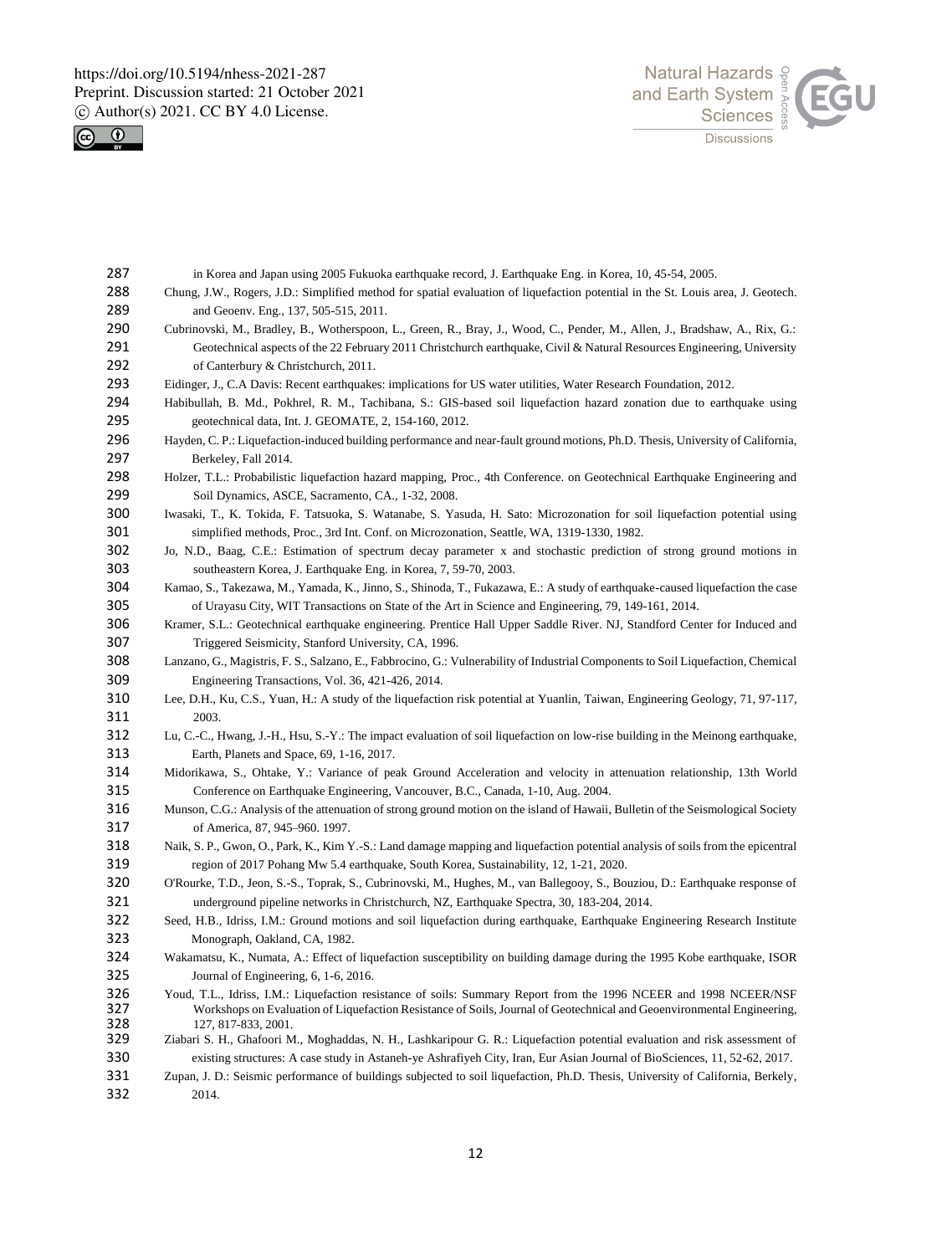in Korea and Japan using 2005 Fukuoka earthquake record, J. Earthquake Eng. in Korea, 10, 45-54, 2005.

Chung, J.W., Rogers, J.D.: Simplified method for spatial evaluation of liquefaction potential in the St. Louis area, J. Geotech. and Geoenv. Eng., 137, 505-515, 2011.

Cubrinovski, M., Bradley, B., Wotherspoon, L., Green, R., Bray, J., Wood, C., Pender, M., Allen, J., Bradshaw, A., Rix, G.: Geotechnical aspects of the 22 February 2011 Christchurch earthquake, Civil & Natural Resources Engineering, University of Canterbury & Christchurch, 2011.

Eidinger, J., C.A Davis: Recent earthquakes: implications for US water utilities, Water Research Foundation, 2012.

Habibullah, B. Md., Pokhrel, R. M., Tachibana, S.: GIS-based soil liquefaction hazard zonation due to earthquake using geotechnical data, Int. J. GEOMATE, 2, 154-160, 2012.

Hayden, C. P.: Liquefaction-induced building performance and near-fault ground motions, Ph.D. Thesis, University of California, Berkeley, Fall 2014.

Holzer, T.L.: Probabilistic liquefaction hazard mapping, Proc., 4th Conference. on Geotechnical Earthquake Engineering and Soil Dynamics, ASCE, Sacramento, CA., 1-32, 2008.

Iwasaki, T., K. Tokida, F. Tatsuoka, S. Watanabe, S. Yasuda, H. Sato: Microzonation for soil liquefaction potential using simplified methods, Proc., 3rd Int. Conf. on Microzonation, Seattle, WA, 1319-1330, 1982.

Jo, N.D., Baag, C.E.: Estimation of spectrum decay parameter x and stochastic prediction of strong ground motions in southeastern Korea, J. Earthquake Eng. in Korea, 7, 59-70, 2003.

Kamao, S., Takezawa, M., Yamada, K., Jinno, S., Shinoda, T., Fukazawa, E.: A study of earthquake-caused liquefaction the case of Urayasu City, WIT Transactions on State of the Art in Science and Engineering, 79, 149-161, 2014.

Kramer, S.L.: Geotechnical earthquake engineering. Prentice Hall Upper Saddle River. NJ, Standford Center for Induced and Triggered Seismicity, Stanford University, CA, 1996.

Lanzano, G., Magistris, F. S., Salzano, E., Fabbrocino, G.: Vulnerability of Industrial Components to Soil Liquefaction, Chemical Engineering Transactions, Vol. 36, 421-426, 2014.

Lee, D.H., Ku, C.S., Yuan, H.: A study of the liquefaction risk potential at Yuanlin, Taiwan, Engineering Geology, 71, 97-117, 2003.

Lu, C.-C., Hwang, J.-H., Hsu, S.-Y.: The impact evaluation of soil liquefaction on low-rise building in the Meinong earthquake, Earth, Planets and Space, 69, 1-16, 2017.

Midorikawa, S., Ohtake, Y.: Variance of peak Ground Acceleration and velocity in attenuation relationship, 13th World Conference on Earthquake Engineering, Vancouver, B.C., Canada, 1-10, Aug. 2004.

Munson, C.G.: Analysis of the attenuation of strong ground motion on the island of Hawaii, Bulletin of the Seismological Society of America, 87, 945–960. 1997.

Naik, S. P., Gwon, O., Park, K., Kim Y.-S.: Land damage mapping and liquefaction potential analysis of soils from the epicentral region of 2017 Pohang Mw 5.4 earthquake, South Korea, Sustainability, 12, 1-21, 2020.

O'Rourke, T.D., Jeon, S.-S., Toprak, S., Cubrinovski, M., Hughes, M., van Ballegooy, S., Bouziou, D.: Earthquake response of underground pipeline networks in Christchurch, NZ, Earthquake Spectra, 30, 183-204, 2014.

Seed, H.B., Idriss, I.M.: Ground motions and soil liquefaction during earthquake, Earthquake Engineering Research Institute Monograph, Oakland, CA, 1982.

Wakamatsu, K., Numata, A.: Effect of liquefaction susceptibility on building damage during the 1995 Kobe earthquake, ISOR Journal of Engineering, 6, 1-6, 2016.

Youd, T.L., Idriss, I.M.: Liquefaction resistance of soils: Summary Report from the 1996 NCEER and 1998 NCEER/NSF Workshops on Evaluation of Liquefaction Resistance of Soils, Journal of Geotechnical and Geoenvironmental Engineering, 127, 817-833, 2001.

Ziabari S. H., Ghafoori M., Moghaddas, N. H., Lashkaripour G. R.: Liquefaction potential evaluation and risk assessment of existing structures: A case study in Astaneh-ye Ashrafiyeh City, Iran, Eur Asian Journal of BioSciences, 11, 52-62, 2017.

Zupan, J. D.: Seismic performance of buildings subjected to soil liquefaction, Ph.D. Thesis, University of California, Berkely, 2014.